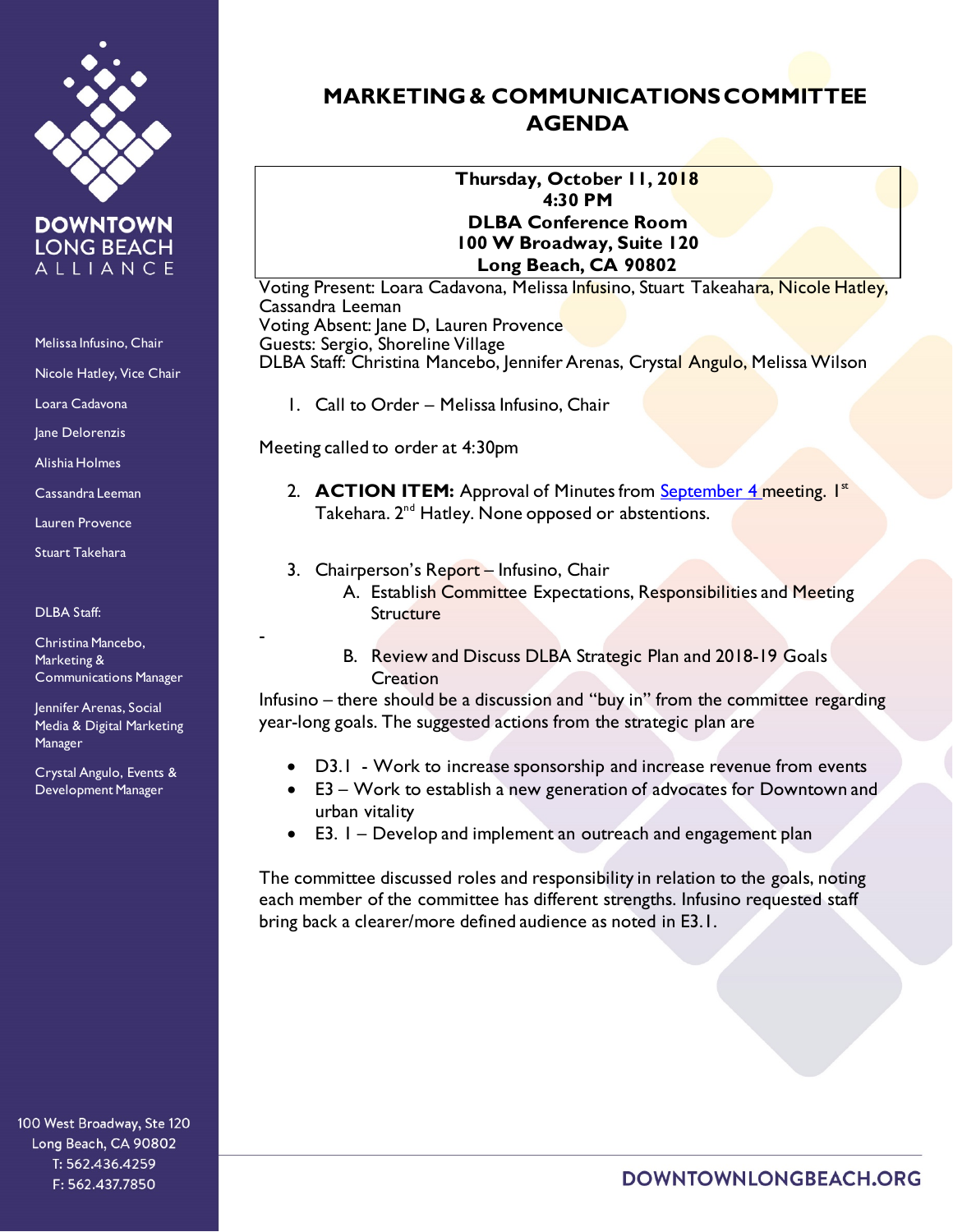DOWNTOWN LONG BEACH ALLIANCE

Melissa Infusino, Chair

Nicole Hatley, Vice Chair

Loara Cadavona

Jane Delorenzis

Alishia Holmes

Cassandra Leeman

Lauren Provence

Stuart Takehara

DLBA Staff:

Christina Mancebo, Marketing & Communications Manager

Jennifer Arenas, Social Media & Digital Marketing Manager

Crystal Angulo, Events & Development Manager

100 West Broadway, Ste 120
Long Beach, CA 90802
T: 562.436.4259
F: 562.437.7850

# MARKETING & COMMUNICATIONS COMMITTEE AGENDA

**Thursday, October 11, 2018**
**4:30 PM**
**DLBA Conference Room**
**100 W Broadway, Suite 120**
**Long Beach, CA 90802**

Voting Present: Loara Cadavona, Melissa Infusino, Stuart Takeahara, Nicole Hatley, Cassandra Leeman
Voting Absent: Jane D, Lauren Provence
Guests: Sergio, Shoreline Village
DLBA Staff: Christina Mancebo, Jennifer Arenas, Crystal Angulo, Melissa Wilson

1. Call to Order – Melissa Infusino, Chair

Meeting called to order at 4:30pm

2. **ACTION ITEM:** Approval of Minutes from September 4 meeting. 1st Takehara. 2nd Hatley. None opposed or abstentions.

3. Chairperson's Report – Infusino, Chair
   A. Establish Committee Expectations, Responsibilities and Meeting Structure

-

   B. Review and Discuss DLBA Strategic Plan and 2018-19 Goals Creation

Infusino – there should be a discussion and "buy in" from the committee regarding year-long goals. The suggested actions from the strategic plan are

- D3.1 - Work to increase sponsorship and increase revenue from events
- E3 – Work to establish a new generation of advocates for Downtown and urban vitality
- E3. 1 – Develop and implement an outreach and engagement plan

The committee discussed roles and responsibility in relation to the goals, noting each member of the committee has different strengths. Infusino requested staff bring back a clearer/more defined audience as noted in E3.1.

DOWNTOWNLONGBEACH.ORG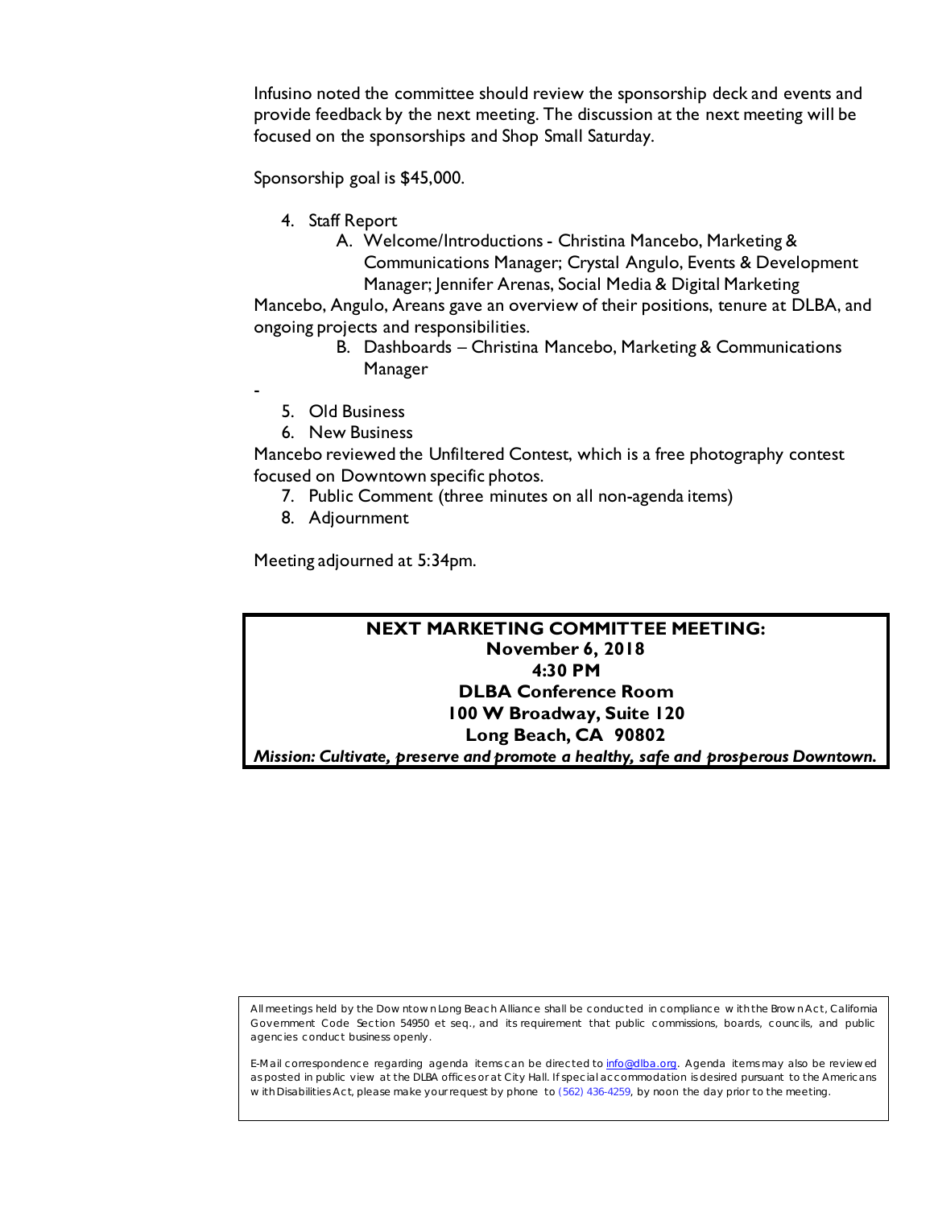Infusino noted the committee should review the sponsorship deck and events and provide feedback by the next meeting. The discussion at the next meeting will be focused on the sponsorships and Shop Small Saturday.

Sponsorship goal is $45,000.

4. Staff Report
    A. Welcome/Introductions - Christina Mancebo, Marketing & Communications Manager; Crystal Angulo, Events & Development Manager; Jennifer Arenas, Social Media & Digital Marketing

Mancebo, Angulo, Areans gave an overview of their positions, tenure at DLBA, and ongoing projects and responsibilities.

    B. Dashboards – Christina Mancebo, Marketing & Communications Manager

-

5. Old Business
6. New Business

Mancebo reviewed the Unfiltered Contest, which is a free photography contest focused on Downtown specific photos.

7. Public Comment (three minutes on all non-agenda items)
8. Adjournment

Meeting adjourned at 5:34pm.

**NEXT MARKETING COMMITTEE MEETING:**
**November 6, 2018**
**4:30 PM**
**DLBA Conference Room**
**100 W Broadway, Suite 120**
**Long Beach, CA 90802**
***Mission: Cultivate, preserve and promote a healthy, safe and prosperous Downtown.***

All meetings held by the Downtown Long Beach Alliance shall be conducted in compliance with the Brown Act, California Government Code Section 54950 et seq., and its requirement that public commissions, boards, councils, and public agencies conduct business openly.

E-Mail correspondence regarding agenda items can be directed to info@dlba.org. Agenda items may also be reviewed as posted in public view at the DLBA offices or at City Hall. If special accommodation is desired pursuant to the Americans with Disabilities Act, please make your request by phone to (562) 436-4259, by noon the day prior to the meeting.